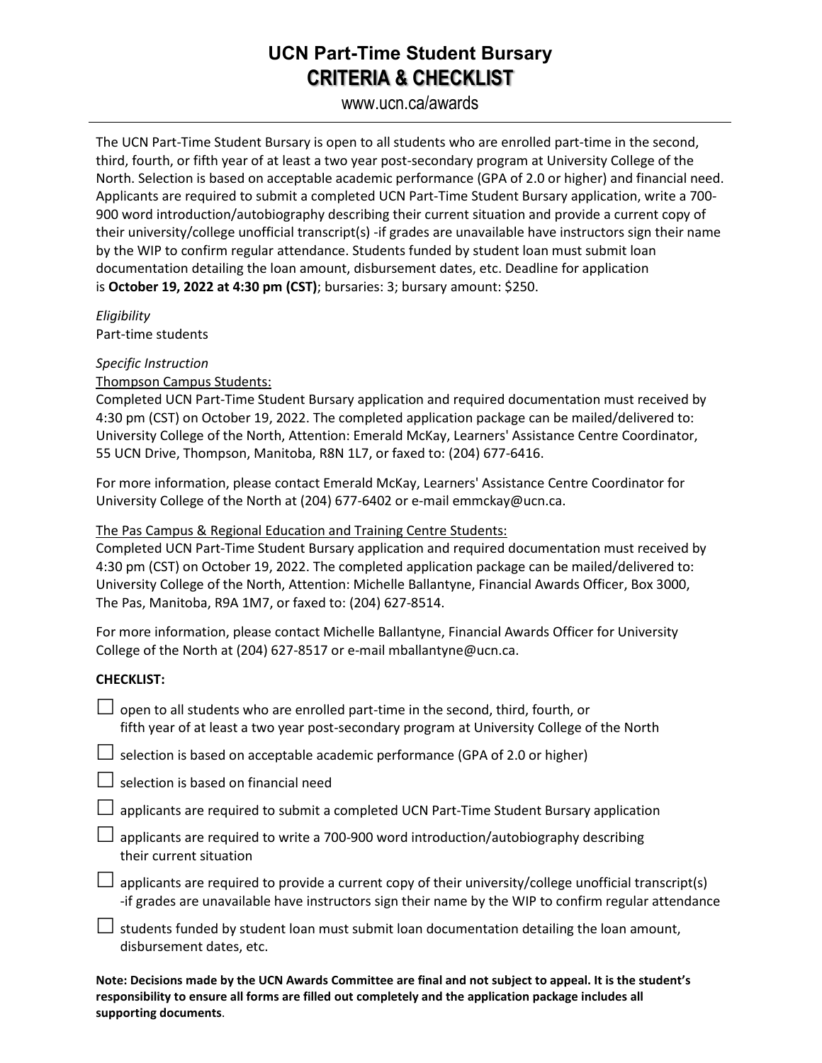# UCN Part-Time Student Bursary

## CRITERIA & CHECKLIST

www.ucn.ca/awards

The UCN Part-Time Student Bursary is open to all students who are enrolled part-time in the second, third, fourth, or fifth year of at least a two year post-secondary program at University College of the North. Selection is based on acceptable academic performance (GPA of 2.0 or higher) and financial need. Applicants are required to submit a completed UCN Part-Time Student Bursary application, write a 700-900 word introduction/autobiography describing their current situation and provide a current copy of their university/college unofficial transcript(s) -if grades are unavailable have instructors sign their name by the WIP to confirm regular attendance. Students funded by student loan must submit loan documentation detailing the loan amount, disbursement dates, etc. Deadline for application is **October 19, 2022 at 4:30 pm (CST)**; bursaries: 3; bursary amount: $250.

*Eligibility*
Part-time students

*Specific Instruction*

<u>Thompson Campus Students:</u>
Completed UCN Part-Time Student Bursary application and required documentation must received by 4:30 pm (CST) on October 19, 2022. The completed application package can be mailed/delivered to: University College of the North, Attention: Emerald McKay, Learners' Assistance Centre Coordinator, 55 UCN Drive, Thompson, Manitoba, R8N 1L7, or faxed to: (204) 677-6416.

For more information, please contact Emerald McKay, Learners' Assistance Centre Coordinator for University College of the North at (204) 677-6402 or e-mail emmckay@ucn.ca.

<u>The Pas Campus & Regional Education and Training Centre Students:</u>
Completed UCN Part-Time Student Bursary application and required documentation must received by 4:30 pm (CST) on October 19, 2022. The completed application package can be mailed/delivered to: University College of the North, Attention: Michelle Ballantyne, Financial Awards Officer, Box 3000, The Pas, Manitoba, R9A 1M7, or faxed to: (204) 627-8514.

For more information, please contact Michelle Ballantyne, Financial Awards Officer for University College of the North at (204) 627-8517 or e-mail mballantyne@ucn.ca.

**CHECKLIST:**

- ☐ open to all students who are enrolled part-time in the second, third, fourth, or fifth year of at least a two year post-secondary program at University College of the North
- ☐ selection is based on acceptable academic performance (GPA of 2.0 or higher)
- ☐ selection is based on financial need
- ☐ applicants are required to submit a completed UCN Part-Time Student Bursary application
- ☐ applicants are required to write a 700-900 word introduction/autobiography describing their current situation
- ☐ applicants are required to provide a current copy of their university/college unofficial transcript(s) -if grades are unavailable have instructors sign their name by the WIP to confirm regular attendance
- ☐ students funded by student loan must submit loan documentation detailing the loan amount, disbursement dates, etc.

**Note: Decisions made by the UCN Awards Committee are final and not subject to appeal. It is the student's responsibility to ensure all forms are filled out completely and the application package includes all supporting documents**.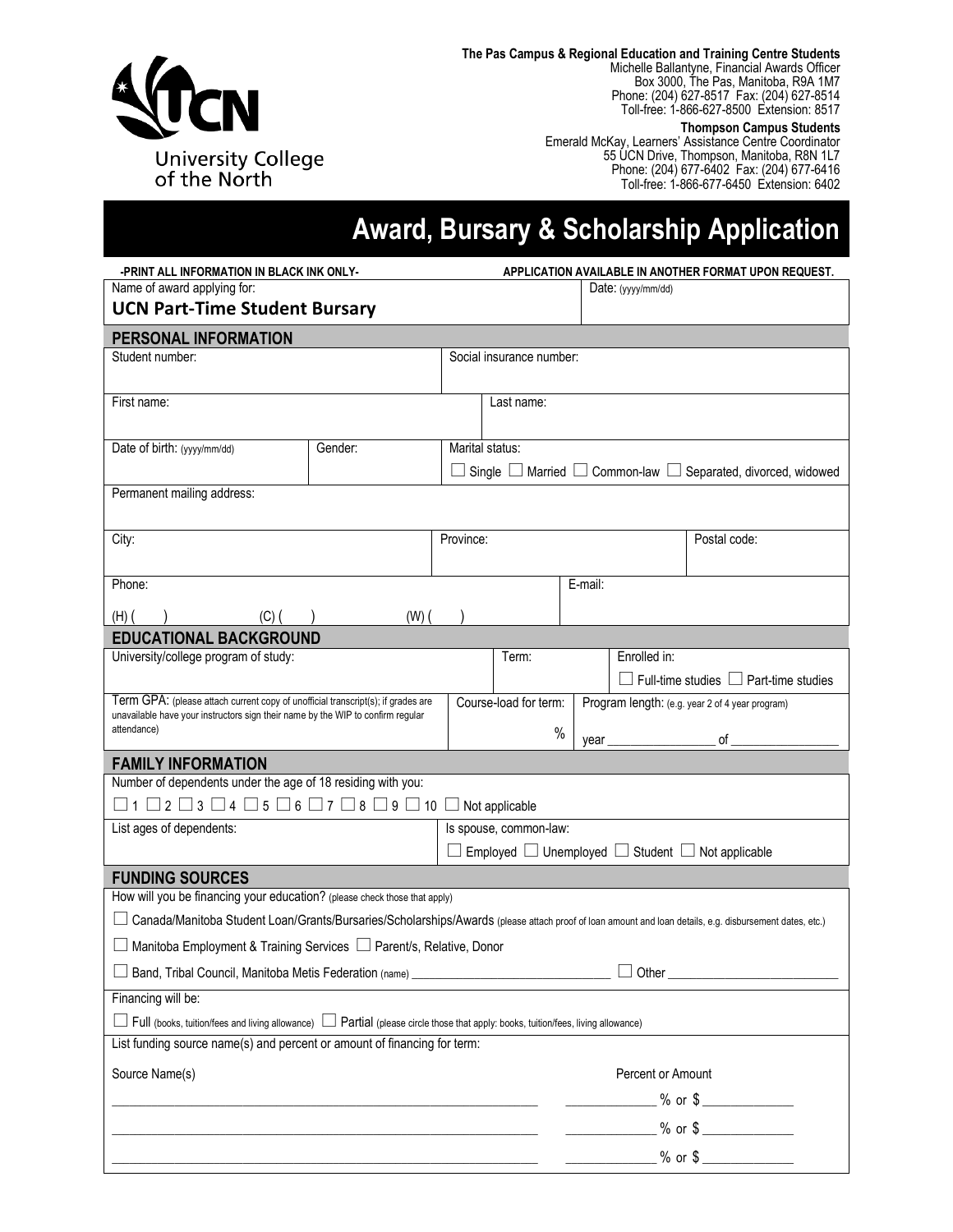University College of the North

**The Pas Campus & Regional Education and Training Centre Students**
Michelle Ballantyne, Financial Awards Officer
Box 3000, The Pas, Manitoba, R9A 1M7
Phone: (204) 627-8517 Fax: (204) 627-8514
Toll-free: 1-866-627-8500 Extension: 8517

**Thompson Campus Students**
Emerald McKay, Learners' Assistance Centre Coordinator
55 UCN Drive, Thompson, Manitoba, R8N 1L7
Phone: (204) 677-6402 Fax: (204) 677-6416
Toll-free: 1-866-677-6450 Extension: 6402

# Award, Bursary & Scholarship Application

**-PRINT ALL INFORMATION IN BLACK INK ONLY-** **APPLICATION AVAILABLE IN ANOTHER FORMAT UPON REQUEST.**

| Name of award applying for: **UCN Part-Time Student Bursary** | Date: (yyyy/mm/dd) |
|---|---|

## PERSONAL INFORMATION

| Student number: | | Social insurance number: | |
|---|---|---|---|
| First name: | | Last name: | |
| Date of birth: (yyyy/mm/dd) | Gender: | Marital status: ☐ Single ☐ Married ☐ Common-law ☐ Separated, divorced, widowed | |
| Permanent mailing address: | | | |
| City: | | Province: | Postal code: |
| Phone: (H) ( ) (C) ( ) (W) ( ) | | E-mail: | |

## EDUCATIONAL BACKGROUND

| University/college program of study: | Term: | Enrolled in: ☐ Full-time studies ☐ Part-time studies |
|---|---|---|
| Term GPA: (please attach current copy of unofficial transcript(s); if grades are unavailable have your instructors sign their name by the WIP to confirm regular attendance) | Course-load for term: % | Program length: (e.g. year 2 of 4 year program) year ________ of ________ |

## FAMILY INFORMATION

Number of dependents under the age of 18 residing with you:

☐ 1 ☐ 2 ☐ 3 ☐ 4 ☐ 5 ☐ 6 ☐ 7 ☐ 8 ☐ 9 ☐ 10 ☐ Not applicable

| List ages of dependents: | Is spouse, common-law: ☐ Employed ☐ Unemployed ☐ Student ☐ Not applicable |
|---|---|

## FUNDING SOURCES

How will you be financing your education? (please check those that apply)

☐ Canada/Manitoba Student Loan/Grants/Bursaries/Scholarships/Awards (please attach proof of loan amount and loan details, e.g. disbursement dates, etc.)

☐ Manitoba Employment & Training Services ☐ Parent/s, Relative, Donor

☐ Band, Tribal Council, Manitoba Metis Federation (name) ______________________________ ☐ Other ________________________

Financing will be:

☐ Full (books, tuition/fees and living allowance) ☐ Partial (please circle those that apply: books, tuition/fees, living allowance)

List funding source name(s) and percent or amount of financing for term:

| Source Name(s) | Percent or Amount |
|---|---|
| ______________________________ | ________ % or $ ________ |
| ______________________________ | ________ % or $ ________ |
| ______________________________ | ________ % or $ ________ |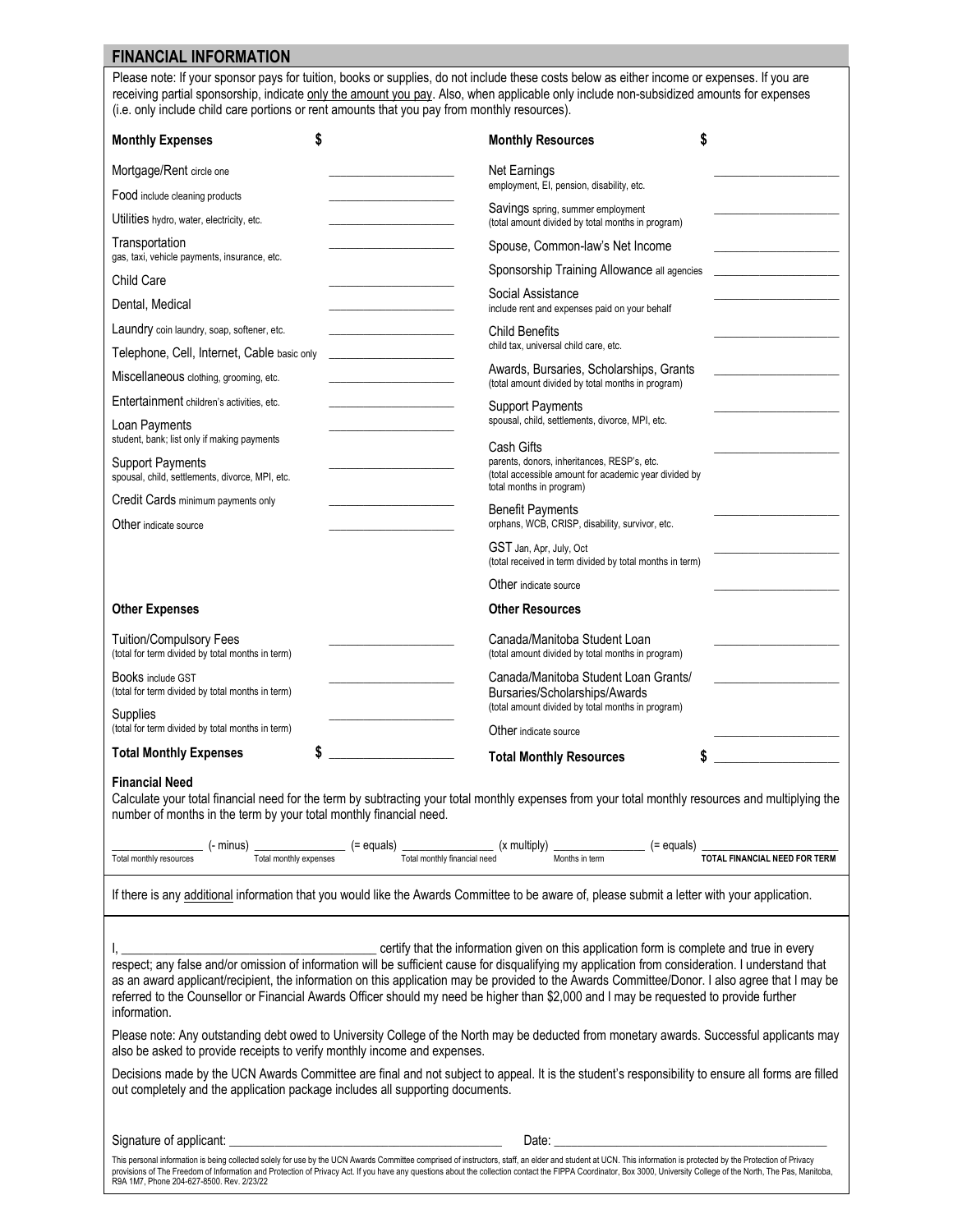## FINANCIAL INFORMATION

Please note: If your sponsor pays for tuition, books or supplies, do not include these costs below as either income or expenses. If you are receiving partial sponsorship, indicate only the amount you pay. Also, when applicable only include non-subsidized amounts for expenses (i.e. only include child care portions or rent amounts that you pay from monthly resources).

| **Monthly Expenses** | **$** | **Monthly Resources** | **$** |
|---|---|---|---|
| Mortgage/Rent circle one | ___________ | Net Earnings employment, EI, pension, disability, etc. | ___________ |
| Food include cleaning products | ___________ | Savings spring, summer employment (total amount divided by total months in program) | ___________ |
| Utilities hydro, water, electricity, etc. | ___________ | Spouse, Common-law's Net Income | ___________ |
| Transportation gas, taxi, vehicle payments, insurance, etc. | ___________ | Sponsorship Training Allowance all agencies | ___________ |
| Child Care | ___________ | Social Assistance include rent and expenses paid on your behalf | ___________ |
| Dental, Medical | ___________ | Child Benefits child tax, universal child care, etc. | ___________ |
| Laundry coin laundry, soap, softener, etc. | ___________ | Awards, Bursaries, Scholarships, Grants (total amount divided by total months in program) | ___________ |
| Telephone, Cell, Internet, Cable basic only | ___________ | Support Payments spousal, child, settlements, divorce, MPI, etc. | ___________ |
| Miscellaneous clothing, grooming, etc. | ___________ | Cash Gifts parents, donors, inheritances, RESP's, etc. (total accessible amount for academic year divided by total months in program) | ___________ |
| Entertainment children's activities, etc. | ___________ | Benefit Payments orphans, WCB, CRISP, disability, survivor, etc. | ___________ |
| Loan Payments student, bank; list only if making payments | ___________ | GST Jan, Apr, July, Oct (total received in term divided by total months in term) | ___________ |
| Support Payments spousal, child, settlements, divorce, MPI, etc. | ___________ | Other indicate source | ___________ |
| Credit Cards minimum payments only | ___________ | | |
| Other indicate source | ___________ | | |
| **Other Expenses** | | **Other Resources** | |
| Tuition/Compulsory Fees (total for term divided by total months in term) | ___________ | Canada/Manitoba Student Loan (total amount divided by total months in program) | ___________ |
| Books include GST (total for term divided by total months in term) | ___________ | Canada/Manitoba Student Loan Grants/ Bursaries/Scholarships/Awards (total amount divided by total months in program) | ___________ |
| Supplies (total for term divided by total months in term) | ___________ | Other indicate source | ___________ |
| **Total Monthly Expenses** | **$** ___________ | **Total Monthly Resources** | **$** ___________ |

**Financial Need**

Calculate your total financial need for the term by subtracting your total monthly expenses from your total monthly resources and multiplying the number of months in the term by your total monthly financial need.

___________ (- minus) ___________ (= equals) ___________ (x multiply) ___________ (= equals) ___________

Total monthly resources — Total monthly expenses — Total monthly financial need — Months in term — **TOTAL FINANCIAL NEED FOR TERM**

If there is any additional information that you would like the Awards Committee to be aware of, please submit a letter with your application.

I, ______________________________ certify that the information given on this application form is complete and true in every respect; any false and/or omission of information will be sufficient cause for disqualifying my application from consideration. I understand that as an award applicant/recipient, the information on this application may be provided to the Awards Committee/Donor. I also agree that I may be referred to the Counsellor or Financial Awards Officer should my need be higher than $2,000 and I may be requested to provide further information.

Please note: Any outstanding debt owed to University College of the North may be deducted from monetary awards. Successful applicants may also be asked to provide receipts to verify monthly income and expenses.

Decisions made by the UCN Awards Committee are final and not subject to appeal. It is the student's responsibility to ensure all forms are filled out completely and the application package includes all supporting documents.

Signature of applicant: ______________________________ Date: ______________________________

This personal information is being collected solely for use by the UCN Awards Committee comprised of instructors, staff, an elder and student at UCN. This information is protected by the Protection of Privacy provisions of The Freedom of Information and Protection of Privacy Act. If you have any questions about the collection contact the FIPPA Coordinator, Box 3000, University College of the North, The Pas, Manitoba, R9A 1M7, Phone 204-627-8500. Rev. 2/23/22